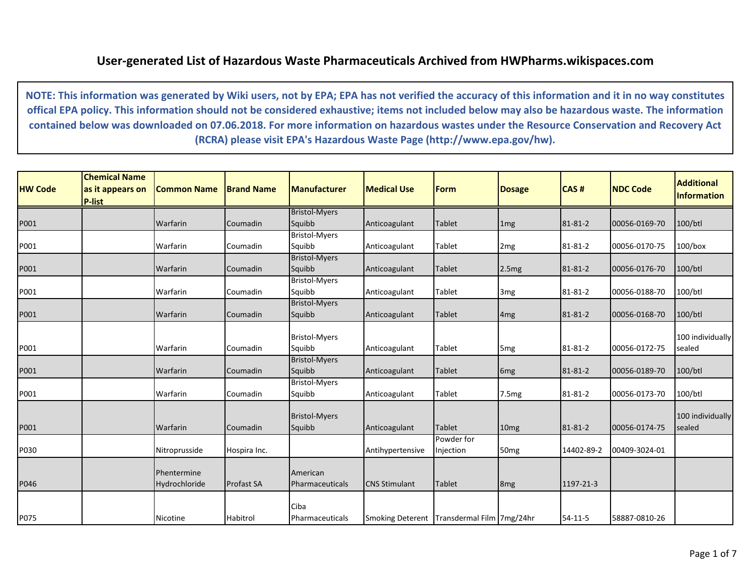# User-generated List of Hazardous Waste Pharmaceuticals Archived from HWPharms.wikispaces.com

**NOTE: This information was generated by Wiki users, not by EPA; EPA has not verified the accuracy of this information and it in no way constitutes offical EPA policy. This information should not be considered exhaustive; items not included below may also be hazardous waste. The information contained below was downloaded on 07.06.2018. For more information on hazardous wastes under the Resource Conservation and Recovery Act (RCRA) please visit EPA's Hazardous Waste Page (http://www.epa.gov/hw).**

| HW Code | Chemical Name as it appears on P-list | Common Name | Brand Name | Manufacturer | Medical Use | Form | Dosage | CAS # | NDC Code | Additional Information |
|---|---|---|---|---|---|---|---|---|---|---|
| P001 | | Warfarin | Coumadin | Bristol-Myers Squibb | Anticoagulant | Tablet | 1mg | 81-81-2 | 00056-0169-70 | 100/btl |
| P001 | | Warfarin | Coumadin | Bristol-Myers Squibb | Anticoagulant | Tablet | 2mg | 81-81-2 | 00056-0170-75 | 100/box |
| P001 | | Warfarin | Coumadin | Bristol-Myers Squibb | Anticoagulant | Tablet | 2.5mg | 81-81-2 | 00056-0176-70 | 100/btl |
| P001 | | Warfarin | Coumadin | Bristol-Myers Squibb | Anticoagulant | Tablet | 3mg | 81-81-2 | 00056-0188-70 | 100/btl |
| P001 | | Warfarin | Coumadin | Bristol-Myers Squibb | Anticoagulant | Tablet | 4mg | 81-81-2 | 00056-0168-70 | 100/btl |
| P001 | | Warfarin | Coumadin | Bristol-Myers Squibb | Anticoagulant | Tablet | 5mg | 81-81-2 | 00056-0172-75 | 100 individually sealed |
| P001 | | Warfarin | Coumadin | Bristol-Myers Squibb | Anticoagulant | Tablet | 6mg | 81-81-2 | 00056-0189-70 | 100/btl |
| P001 | | Warfarin | Coumadin | Bristol-Myers Squibb | Anticoagulant | Tablet | 7.5mg | 81-81-2 | 00056-0173-70 | 100/btl |
| P001 | | Warfarin | Coumadin | Bristol-Myers Squibb | Anticoagulant | Tablet | 10mg | 81-81-2 | 00056-0174-75 | 100 individually sealed |
| P030 | | Nitroprusside | Hospira Inc. | | Antihypertensive | Powder for Injection | 50mg | 14402-89-2 | 00409-3024-01 | |
| P046 | | Phentermine Hydrochloride | Profast SA | American Pharmaceuticals | CNS Stimulant | Tablet | 8mg | 1197-21-3 | | |
| P075 | | Nicotine | Habitrol | Ciba Pharmaceuticals | Smoking Deterent | Transdermal Film | 7mg/24hr | 54-11-5 | 58887-0810-26 | |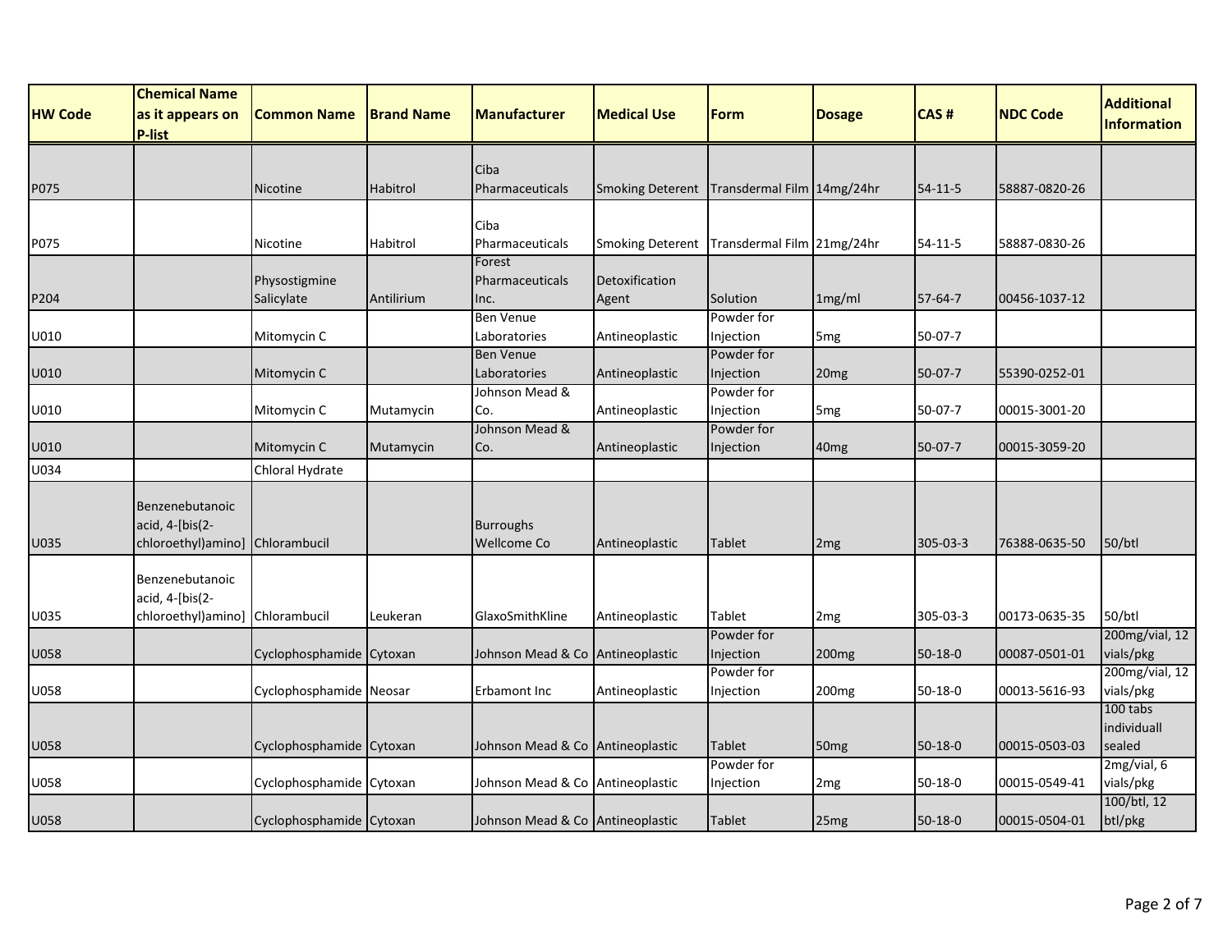| HW Code | Chemical Name as it appears on P-list | Common Name | Brand Name | Manufacturer | Medical Use | Form | Dosage | CAS # | NDC Code | Additional Information |
|---|---|---|---|---|---|---|---|---|---|---|
| P075 | | Nicotine | Habitrol | Ciba Pharmaceuticals | Smoking Deterent | Transdermal Film | 14mg/24hr | 54-11-5 | 58887-0820-26 | |
| P075 | | Nicotine | Habitrol | Ciba Pharmaceuticals | Smoking Deterent | Transdermal Film | 21mg/24hr | 54-11-5 | 58887-0830-26 | |
| P204 | | Physostigmine Salicylate | Antilirium | Forest Pharmaceuticals Inc. | Detoxification Agent | Solution | 1mg/ml | 57-64-7 | 00456-1037-12 | |
| U010 | | Mitomycin C | | Ben Venue Laboratories | Antineoplastic | Powder for Injection | 5mg | 50-07-7 | | |
| U010 | | Mitomycin C | | Ben Venue Laboratories | Antineoplastic | Powder for Injection | 20mg | 50-07-7 | 55390-0252-01 | |
| U010 | | Mitomycin C | Mutamycin | Johnson Mead & Co. | Antineoplastic | Powder for Injection | 5mg | 50-07-7 | 00015-3001-20 | |
| U010 | | Mitomycin C | Mutamycin | Johnson Mead & Co. | Antineoplastic | Powder for Injection | 40mg | 50-07-7 | 00015-3059-20 | |
| U034 | | Chloral Hydrate | | | | | | | | |
| U035 | Benzenebutanoic acid, 4-[bis(2-chloroethyl)amino] | Chlorambucil | | Burroughs Wellcome Co | Antineoplastic | Tablet | 2mg | 305-03-3 | 76388-0635-50 | 50/btl |
| U035 | Benzenebutanoic acid, 4-[bis(2-chloroethyl)amino] | Chlorambucil | Leukeran | GlaxoSmithKline | Antineoplastic | Tablet | 2mg | 305-03-3 | 00173-0635-35 | 50/btl |
| U058 | | Cyclophosphamide | Cytoxan | Johnson Mead & Co | Antineoplastic | Powder for Injection | 200mg | 50-18-0 | 00087-0501-01 | 200mg/vial, 12 vials/pkg |
| U058 | | Cyclophosphamide | Neosar | Erbamont Inc | Antineoplastic | Powder for Injection | 200mg | 50-18-0 | 00013-5616-93 | 200mg/vial, 12 vials/pkg |
| U058 | | Cyclophosphamide | Cytoxan | Johnson Mead & Co | Antineoplastic | Tablet | 50mg | 50-18-0 | 00015-0503-03 | 100 tabs individuall sealed |
| U058 | | Cyclophosphamide | Cytoxan | Johnson Mead & Co | Antineoplastic | Powder for Injection | 2mg | 50-18-0 | 00015-0549-41 | 2mg/vial, 6 vials/pkg |
| U058 | | Cyclophosphamide | Cytoxan | Johnson Mead & Co | Antineoplastic | Tablet | 25mg | 50-18-0 | 00015-0504-01 | 100/btl, 12 btl/pkg |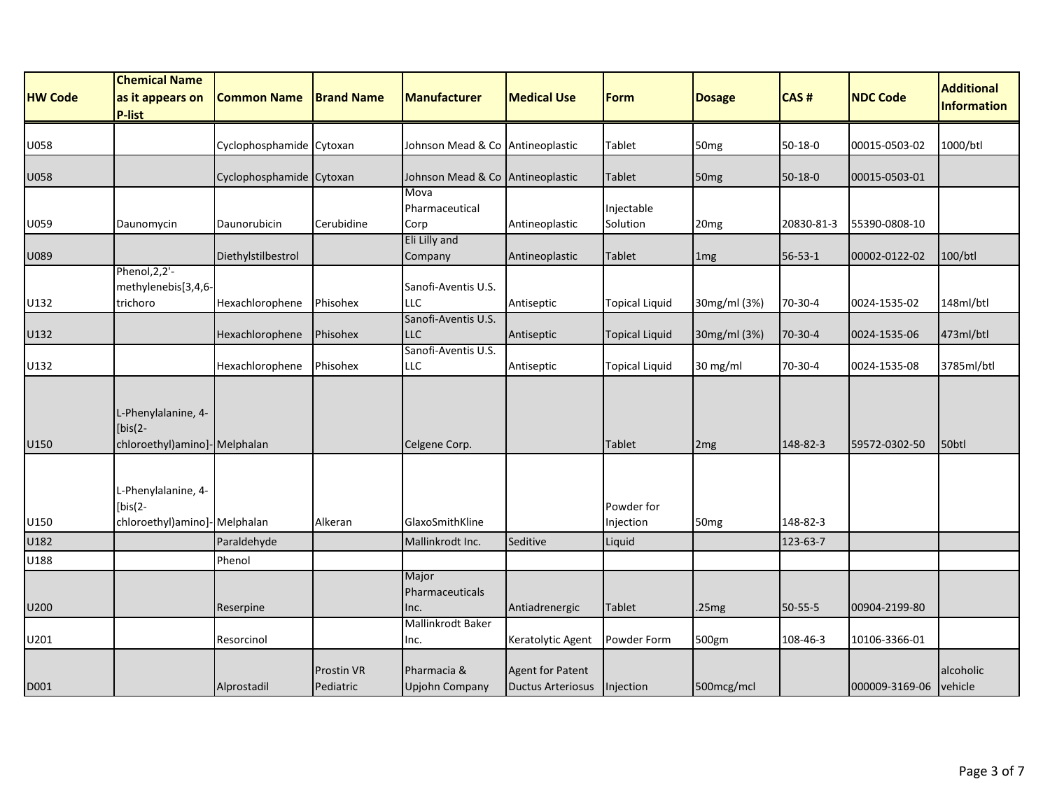| HW Code | Chemical Name as it appears on P-list | Common Name | Brand Name | Manufacturer | Medical Use | Form | Dosage | CAS # | NDC Code | Additional Information |
|---|---|---|---|---|---|---|---|---|---|---|
| U058 | | Cyclophosphamide | Cytoxan | Johnson Mead & Co | Antineoplastic | Tablet | 50mg | 50-18-0 | 00015-0503-02 | 1000/btl |
| U058 | | Cyclophosphamide | Cytoxan | Johnson Mead & Co | Antineoplastic | Tablet | 50mg | 50-18-0 | 00015-0503-01 | |
| U059 | Daunomycin | Daunorubicin | Cerubidine | Mova Pharmaceutical Corp | Antineoplastic | Injectable Solution | 20mg | 20830-81-3 | 55390-0808-10 | |
| U089 | | Diethylstilbestrol | | Eli Lilly and Company | Antineoplastic | Tablet | 1mg | 56-53-1 | 00002-0122-02 | 100/btl |
| U132 | Phenol,2,2'-methylenebis[3,4,6-trichoro | Hexachlorophene | Phisohex | Sanofi-Aventis U.S. LLC | Antiseptic | Topical Liquid | 30mg/ml (3%) | 70-30-4 | 0024-1535-02 | 148ml/btl |
| U132 | | Hexachlorophene | Phisohex | Sanofi-Aventis U.S. LLC | Antiseptic | Topical Liquid | 30mg/ml (3%) | 70-30-4 | 0024-1535-06 | 473ml/btl |
| U132 | | Hexachlorophene | Phisohex | Sanofi-Aventis U.S. LLC | Antiseptic | Topical Liquid | 30 mg/ml | 70-30-4 | 0024-1535-08 | 3785ml/btl |
| U150 | L-Phenylalanine, 4-[bis(2-chloroethyl)amino]- | Melphalan | | Celgene Corp. | | Tablet | 2mg | 148-82-3 | 59572-0302-50 | 50btl |
| U150 | L-Phenylalanine, 4-[bis(2-chloroethyl)amino]- | Melphalan | Alkeran | GlaxoSmithKline | | Powder for Injection | 50mg | 148-82-3 | | |
| U182 | | Paraldehyde | | Mallinkrodt Inc. | Seditive | Liquid | | 123-63-7 | | |
| U188 | | Phenol | | | | | | | | |
| U200 | | Reserpine | | Major Pharmaceuticals Inc. | Antiadrenergic | Tablet | .25mg | 50-55-5 | 00904-2199-80 | |
| U201 | | Resorcinol | | Mallinkrodt Baker Inc. | Keratolytic Agent | Powder Form | 500gm | 108-46-3 | 10106-3366-01 | |
| D001 | | Alprostadil | Prostin VR Pediatric | Pharmacia & Upjohn Company | Agent for Patent Ductus Arteriosus | Injection | 500mcg/mcl | | 000009-3169-06 | alcoholic vehicle |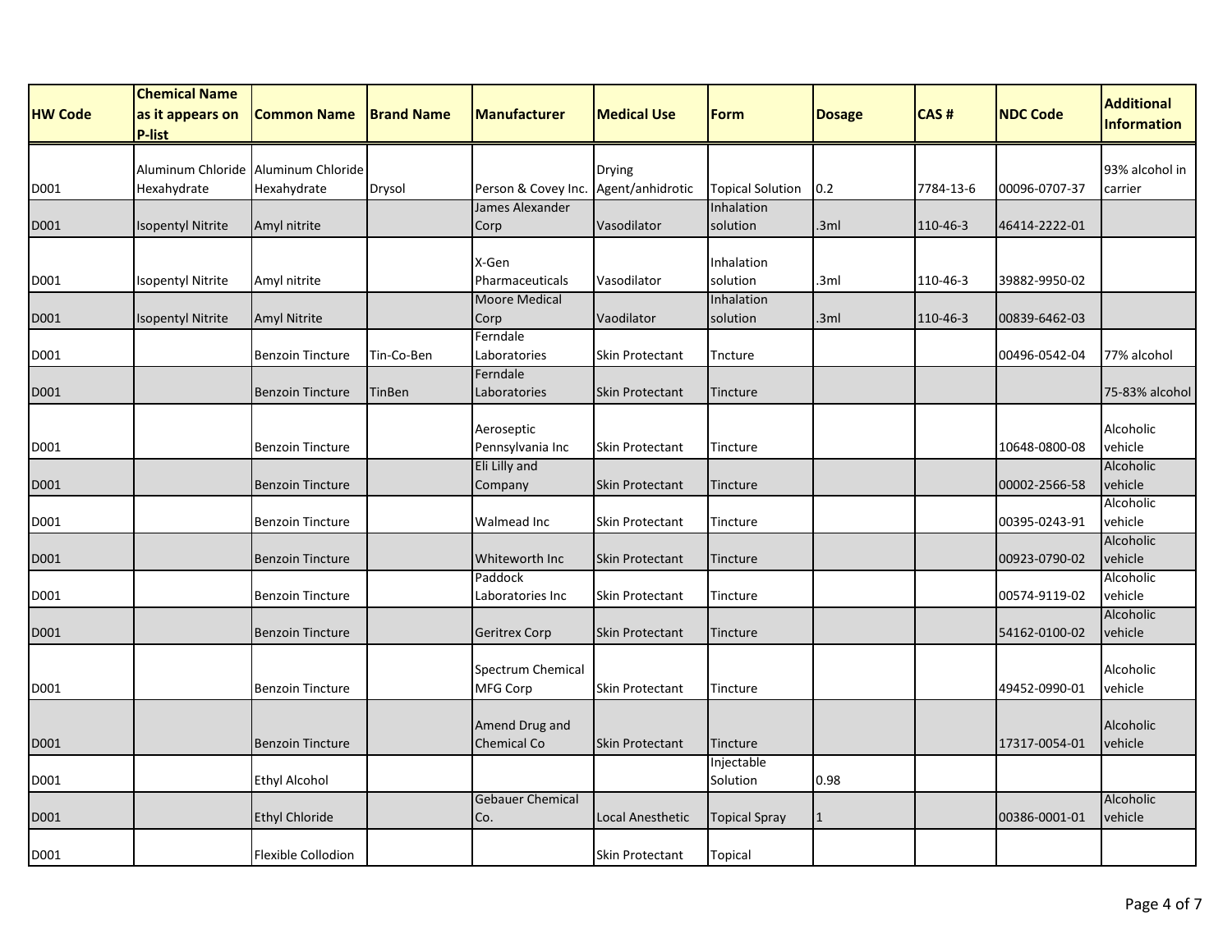| HW Code | Chemical Name as it appears on P-list | Common Name | Brand Name | Manufacturer | Medical Use | Form | Dosage | CAS # | NDC Code | Additional Information |
|---|---|---|---|---|---|---|---|---|---|---|
| D001 | Aluminum Chloride Hexahydrate | Aluminum Chloride Hexahydrate | Drysol | Person & Covey Inc. | Drying Agent/anhidrotic | Topical Solution | 0.2 | 7784-13-6 | 00096-0707-37 | 93% alcohol in carrier |
| D001 | Isopentyl Nitrite | Amyl nitrite | | James Alexander Corp | Vasodilator | Inhalation solution | .3ml | 110-46-3 | 46414-2222-01 | |
| D001 | Isopentyl Nitrite | Amyl nitrite | | X-Gen Pharmaceuticals | Vasodilator | Inhalation solution | .3ml | 110-46-3 | 39882-9950-02 | |
| D001 | Isopentyl Nitrite | Amyl Nitrite | | Moore Medical Corp | Vaodilator | Inhalation solution | .3ml | 110-46-3 | 00839-6462-03 | |
| D001 | | Benzoin Tincture | Tin-Co-Ben | Ferndale Laboratories | Skin Protectant | Tncture | | | 00496-0542-04 | 77% alcohol |
| D001 | | Benzoin Tincture | TinBen | Ferndale Laboratories | Skin Protectant | Tincture | | | | 75-83% alcohol |
| D001 | | Benzoin Tincture | | Aeroseptic Pennsylvania Inc | Skin Protectant | Tincture | | | 10648-0800-08 | Alcoholic vehicle |
| D001 | | Benzoin Tincture | | Eli Lilly and Company | Skin Protectant | Tincture | | | 00002-2566-58 | Alcoholic vehicle |
| D001 | | Benzoin Tincture | | Walmead Inc | Skin Protectant | Tincture | | | 00395-0243-91 | Alcoholic vehicle |
| D001 | | Benzoin Tincture | | Whiteworth Inc | Skin Protectant | Tincture | | | 00923-0790-02 | Alcoholic vehicle |
| D001 | | Benzoin Tincture | | Paddock Laboratories Inc | Skin Protectant | Tincture | | | 00574-9119-02 | Alcoholic vehicle |
| D001 | | Benzoin Tincture | | Geritrex Corp | Skin Protectant | Tincture | | | 54162-0100-02 | Alcoholic vehicle |
| D001 | | Benzoin Tincture | | Spectrum Chemical MFG Corp | Skin Protectant | Tincture | | | 49452-0990-01 | Alcoholic vehicle |
| D001 | | Benzoin Tincture | | Amend Drug and Chemical Co | Skin Protectant | Tincture | | | 17317-0054-01 | Alcoholic vehicle |
| D001 | | Ethyl Alcohol | | | | Injectable Solution | 0.98 | | | |
| D001 | | Ethyl Chloride | | Gebauer Chemical Co. | Local Anesthetic | Topical Spray | 1 | | 00386-0001-01 | Alcoholic vehicle |
| D001 | | Flexible Collodion | | | Skin Protectant | Topical | | | | |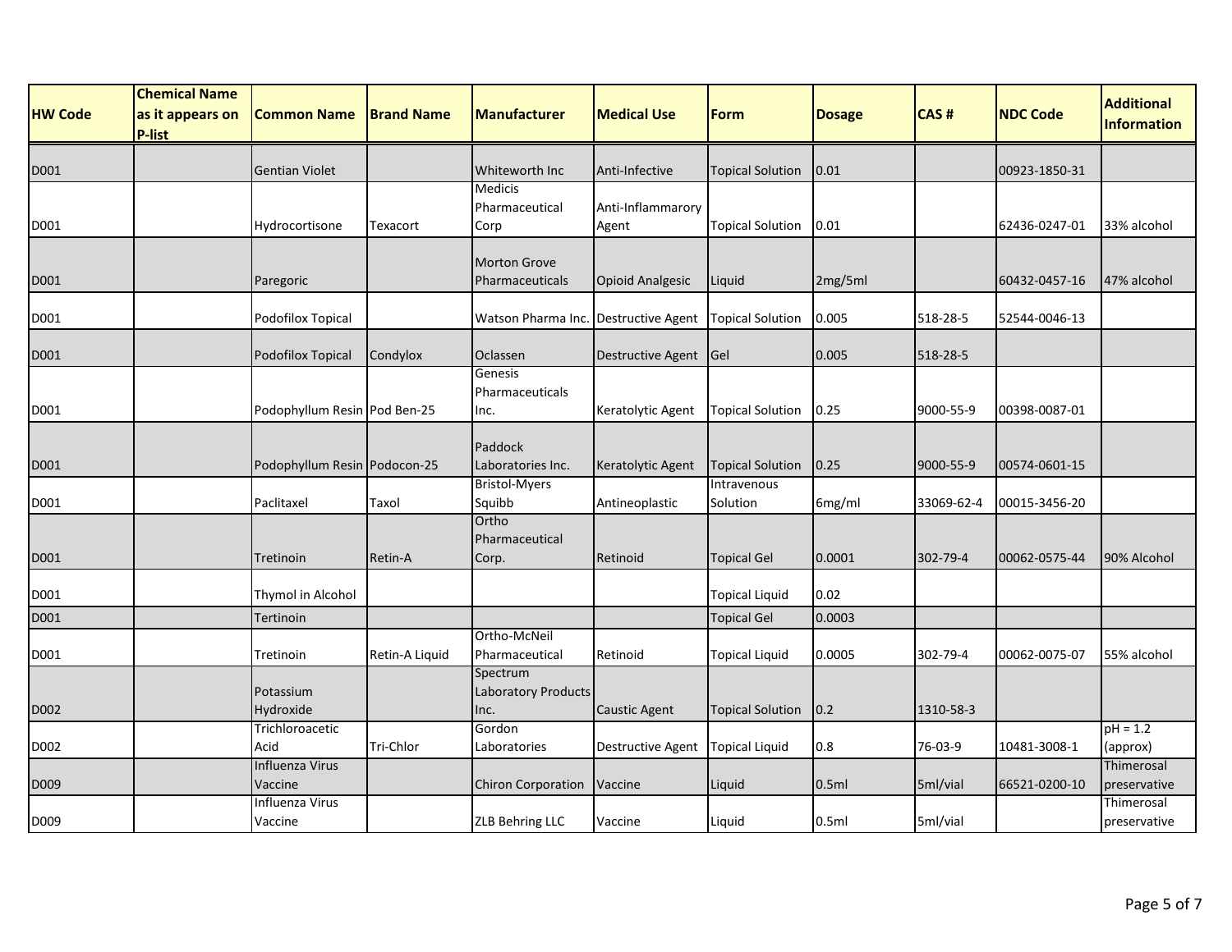| HW Code | Chemical Name as it appears on P-list | Common Name | Brand Name | Manufacturer | Medical Use | Form | Dosage | CAS # | NDC Code | Additional Information |
|---|---|---|---|---|---|---|---|---|---|---|
| D001 | | Gentian Violet | | Whiteworth Inc | Anti-Infective | Topical Solution | 0.01 | | 00923-1850-31 | |
| D001 | | Hydrocortisone | Texacort | Medicis Pharmaceutical Corp | Anti-Inflammarory Agent | Topical Solution | 0.01 | | 62436-0247-01 | 33% alcohol |
| D001 | | Paregoric | | Morton Grove Pharmaceuticals | Opioid Analgesic | Liquid | 2mg/5ml | | 60432-0457-16 | 47% alcohol |
| D001 | | Podofilox Topical | | Watson Pharma Inc. | Destructive Agent | Topical Solution | 0.005 | 518-28-5 | 52544-0046-13 | |
| D001 | | Podofilox Topical | Condylox | Oclassen | Destructive Agent | Gel | 0.005 | 518-28-5 | | |
| D001 | | Podophyllum Resin | Pod Ben-25 | Genesis Pharmaceuticals Inc. | Keratolytic Agent | Topical Solution | 0.25 | 9000-55-9 | 00398-0087-01 | |
| D001 | | Podophyllum Resin | Podocon-25 | Paddock Laboratories Inc. | Keratolytic Agent | Topical Solution | 0.25 | 9000-55-9 | 00574-0601-15 | |
| D001 | | Paclitaxel | Taxol | Bristol-Myers Squibb | Antineoplastic | Intravenous Solution | 6mg/ml | 33069-62-4 | 00015-3456-20 | |
| D001 | | Tretinoin | Retin-A | Ortho Pharmaceutical Corp. | Retinoid | Topical Gel | 0.0001 | 302-79-4 | 00062-0575-44 | 90% Alcohol |
| D001 | | Thymol in Alcohol | | | | Topical Liquid | 0.02 | | | |
| D001 | | Tertinoin | | | | Topical Gel | 0.0003 | | | |
| D001 | | Tretinoin | Retin-A Liquid | Ortho-McNeil Pharmaceutical | Retinoid | Topical Liquid | 0.0005 | 302-79-4 | 00062-0075-07 | 55% alcohol |
| D002 | | Potassium Hydroxide | | Spectrum Laboratory Products Inc. | Caustic Agent | Topical Solution | 0.2 | 1310-58-3 | | |
| D002 | | Trichloroacetic Acid | Tri-Chlor | Gordon Laboratories | Destructive Agent | Topical Liquid | 0.8 | 76-03-9 | 10481-3008-1 | pH = 1.2 (approx) |
| D009 | | Influenza Virus Vaccine | | Chiron Corporation | Vaccine | Liquid | 0.5ml | 5ml/vial | 66521-0200-10 | Thimerosal preservative |
| D009 | | Influenza Virus Vaccine | | ZLB Behring LLC | Vaccine | Liquid | 0.5ml | 5ml/vial | | Thimerosal preservative |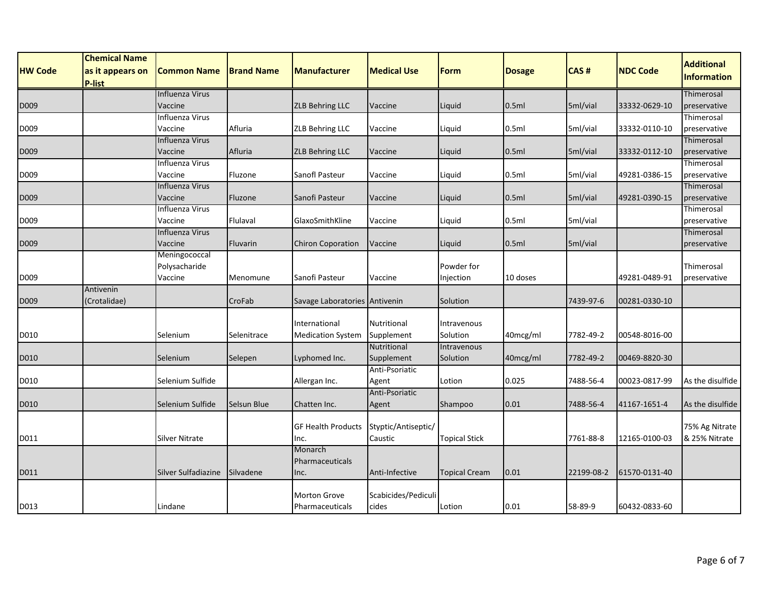| HW Code | Chemical Name as it appears on P-list | Common Name | Brand Name | Manufacturer | Medical Use | Form | Dosage | CAS # | NDC Code | Additional Information |
|---|---|---|---|---|---|---|---|---|---|---|
| D009 | | Influenza Virus Vaccine | | ZLB Behring LLC | Vaccine | Liquid | 0.5ml | 5ml/vial | 33332-0629-10 | Thimerosal preservative |
| D009 | | Influenza Virus Vaccine | Afluria | ZLB Behring LLC | Vaccine | Liquid | 0.5ml | 5ml/vial | 33332-0110-10 | Thimerosal preservative |
| D009 | | Influenza Virus Vaccine | Afluria | ZLB Behring LLC | Vaccine | Liquid | 0.5ml | 5ml/vial | 33332-0112-10 | Thimerosal preservative |
| D009 | | Influenza Virus Vaccine | Fluzone | Sanofl Pasteur | Vaccine | Liquid | 0.5ml | 5ml/vial | 49281-0386-15 | Thimerosal preservative |
| D009 | | Influenza Virus Vaccine | Fluzone | Sanofi Pasteur | Vaccine | Liquid | 0.5ml | 5ml/vial | 49281-0390-15 | Thimerosal preservative |
| D009 | | Influenza Virus Vaccine | Flulaval | GlaxoSmithKline | Vaccine | Liquid | 0.5ml | 5ml/vial | | Thimerosal preservative |
| D009 | | Influenza Virus Vaccine | Fluvarin | Chiron Coporation | Vaccine | Liquid | 0.5ml | 5ml/vial | | Thimerosal preservative |
| D009 | | Meningococcal Polysacharide Vaccine | Menomune | Sanofi Pasteur | Vaccine | Powder for Injection | 10 doses | | 49281-0489-91 | Thimerosal preservative |
| D009 | Antivenin (Crotalidae) | | CroFab | Savage Laboratories | Antivenin | Solution | | 7439-97-6 | 00281-0330-10 | |
| D010 | | Selenium | Selenitrace | International Medication System | Nutritional Supplement | Intravenous Solution | 40mcg/ml | 7782-49-2 | 00548-8016-00 | |
| D010 | | Selenium | Selepen | Lyphomed Inc. | Nutritional Supplement | Intravenous Solution | 40mcg/ml | 7782-49-2 | 00469-8820-30 | |
| D010 | | Selenium Sulfide | | Allergan Inc. | Anti-Psoriatic Agent | Lotion | 0.025 | 7488-56-4 | 00023-0817-99 | As the disulfide |
| D010 | | Selenium Sulfide | Selsun Blue | Chatten Inc. | Anti-Psoriatic Agent | Shampoo | 0.01 | 7488-56-4 | 41167-1651-4 | As the disulfide |
| D011 | | Silver Nitrate | | GF Health Products Inc. | Styptic/Antiseptic/ Caustic | Topical Stick | | 7761-88-8 | 12165-0100-03 | 75% Ag Nitrate & 25% Nitrate |
| D011 | | Silver Sulfadiazine | Silvadene | Monarch Pharmaceuticals Inc. | Anti-Infective | Topical Cream | 0.01 | 22199-08-2 | 61570-0131-40 | |
| D013 | | Lindane | | Morton Grove Pharmaceuticals | Scabicides/Pediculicides | Lotion | 0.01 | 58-89-9 | 60432-0833-60 | |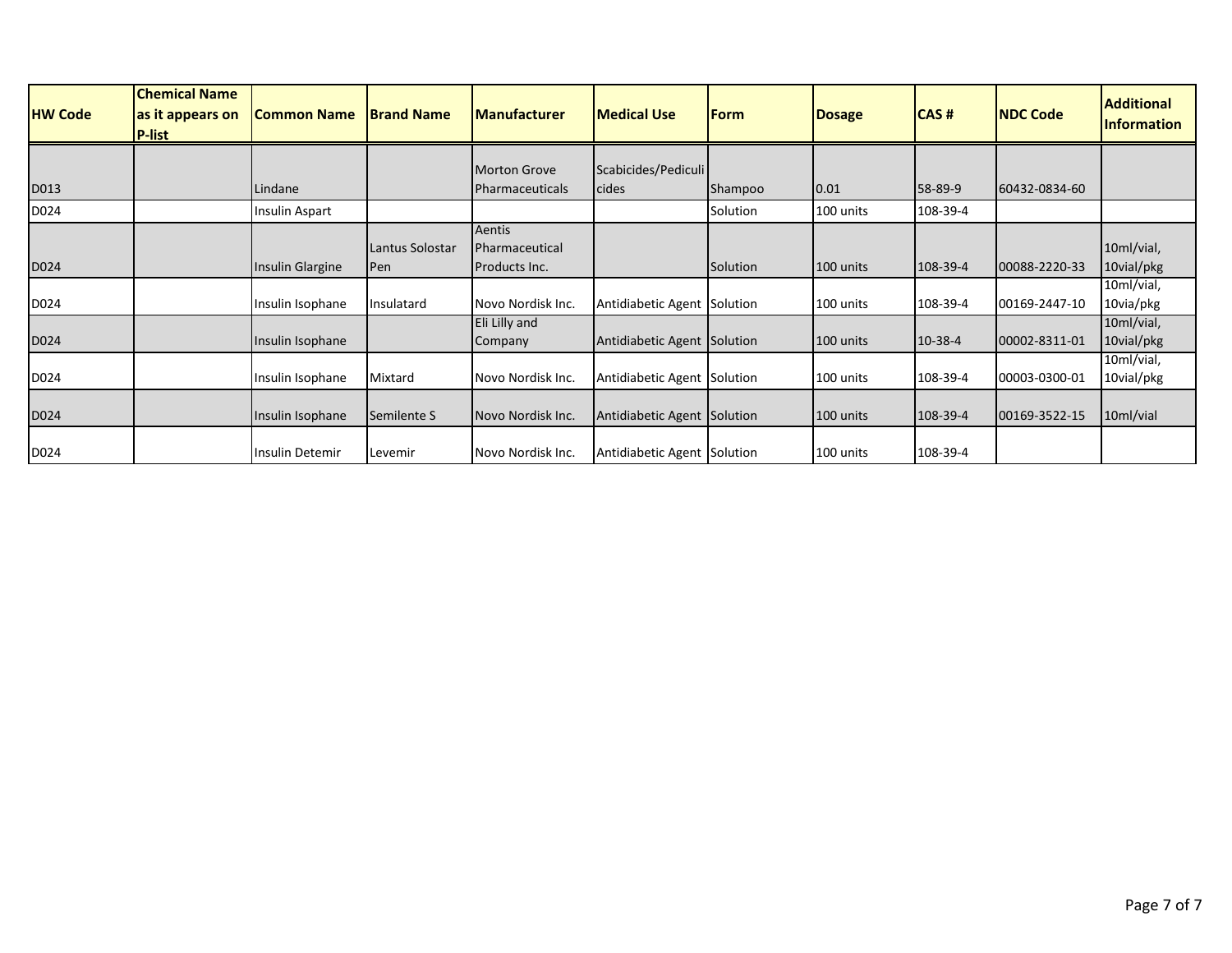| HW Code | Chemical Name as it appears on P-list | Common Name | Brand Name | Manufacturer | Medical Use | Form | Dosage | CAS # | NDC Code | Additional Information |
|---|---|---|---|---|---|---|---|---|---|---|
| D013 | | Lindane | | Morton Grove Pharmaceuticals | Scabicides/Pediculicides | Shampoo | 0.01 | 58-89-9 | 60432-0834-60 | |
| D024 | | Insulin Aspart | | | | Solution | 100 units | 108-39-4 | | |
| D024 | | Insulin Glargine | Lantus Solostar Pen | Aentis Pharmaceutical Products Inc. | | Solution | 100 units | 108-39-4 | 00088-2220-33 | 10ml/vial, 10vial/pkg |
| D024 | | Insulin Isophane | Insulatard | Novo Nordisk Inc. | Antidiabetic Agent | Solution | 100 units | 108-39-4 | 00169-2447-10 | 10ml/vial, 10via/pkg |
| D024 | | Insulin Isophane | | Eli Lilly and Company | Antidiabetic Agent | Solution | 100 units | 10-38-4 | 00002-8311-01 | 10ml/vial, 10vial/pkg |
| D024 | | Insulin Isophane | Mixtard | Novo Nordisk Inc. | Antidiabetic Agent | Solution | 100 units | 108-39-4 | 00003-0300-01 | 10ml/vial, 10vial/pkg |
| D024 | | Insulin Isophane | Semilente S | Novo Nordisk Inc. | Antidiabetic Agent | Solution | 100 units | 108-39-4 | 00169-3522-15 | 10ml/vial |
| D024 | | Insulin Detemir | Levemir | Novo Nordisk Inc. | Antidiabetic Agent | Solution | 100 units | 108-39-4 | | |